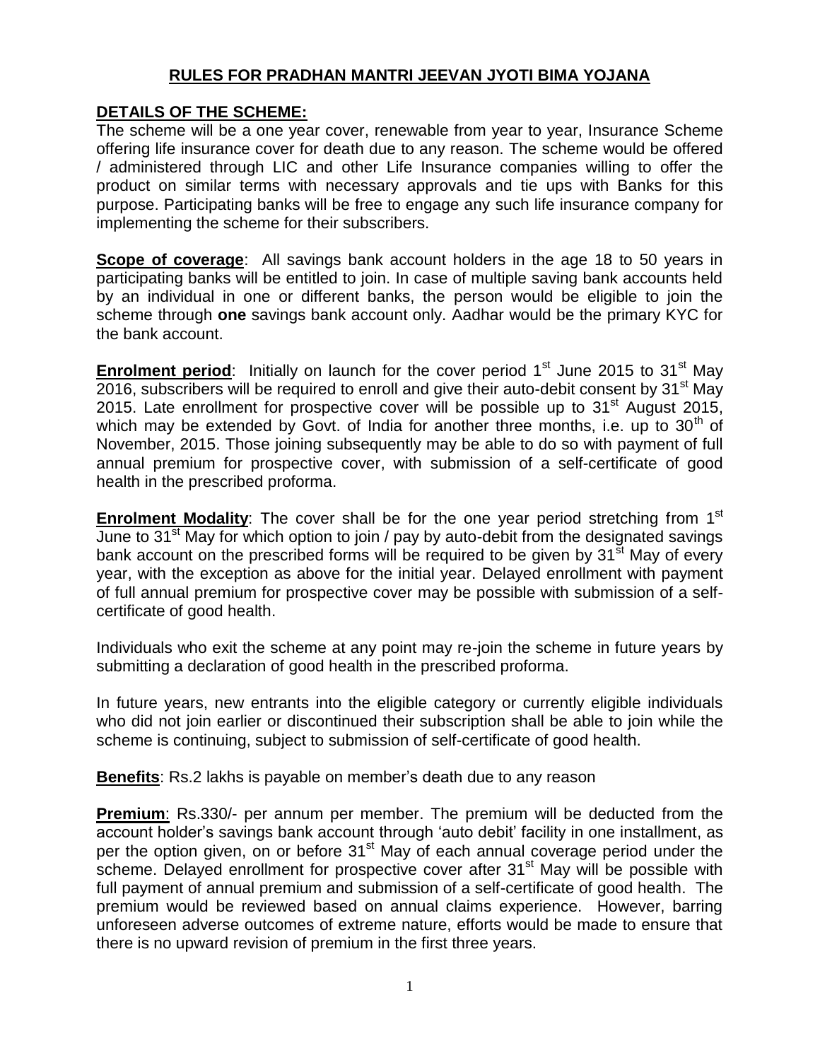# RULES FOR PRADHAN MANTRI JEEVAN JYOTI BIMA YOJANA

## DETAILS OF THE SCHEME:

The scheme will be a one year cover, renewable from year to year, Insurance Scheme offering life insurance cover for death due to any reason. The scheme would be offered / administered through LIC and other Life Insurance companies willing to offer the product on similar terms with necessary approvals and tie ups with Banks for this purpose. Participating banks will be free to engage any such life insurance company for implementing the scheme for their subscribers.

**Scope of coverage**: All savings bank account holders in the age 18 to 50 years in participating banks will be entitled to join. In case of multiple saving bank accounts held by an individual in one or different banks, the person would be eligible to join the scheme through **one** savings bank account only. Aadhar would be the primary KYC for the bank account.

**Enrolment period**: Initially on launch for the cover period 1st June 2015 to 31st May 2016, subscribers will be required to enroll and give their auto-debit consent by 31st May 2015. Late enrollment for prospective cover will be possible up to 31st August 2015, which may be extended by Govt. of India for another three months, i.e. up to 30th of November, 2015. Those joining subsequently may be able to do so with payment of full annual premium for prospective cover, with submission of a self-certificate of good health in the prescribed proforma.

**Enrolment Modality**: The cover shall be for the one year period stretching from 1st June to 31st May for which option to join / pay by auto-debit from the designated savings bank account on the prescribed forms will be required to be given by 31st May of every year, with the exception as above for the initial year. Delayed enrollment with payment of full annual premium for prospective cover may be possible with submission of a self-certificate of good health.

Individuals who exit the scheme at any point may re-join the scheme in future years by submitting a declaration of good health in the prescribed proforma.

In future years, new entrants into the eligible category or currently eligible individuals who did not join earlier or discontinued their subscription shall be able to join while the scheme is continuing, subject to submission of self-certificate of good health.

**Benefits**: Rs.2 lakhs is payable on member's death due to any reason

**Premium**: Rs.330/- per annum per member. The premium will be deducted from the account holder's savings bank account through 'auto debit' facility in one installment, as per the option given, on or before 31st May of each annual coverage period under the scheme. Delayed enrollment for prospective cover after 31st May will be possible with full payment of annual premium and submission of a self-certificate of good health. The premium would be reviewed based on annual claims experience. However, barring unforeseen adverse outcomes of extreme nature, efforts would be made to ensure that there is no upward revision of premium in the first three years.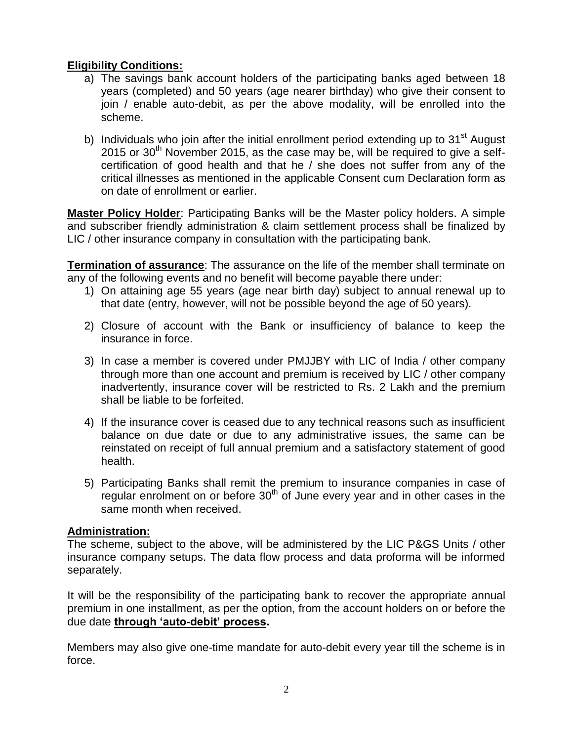**Eligibility Conditions:**

a) The savings bank account holders of the participating banks aged between 18 years (completed) and 50 years (age nearer birthday) who give their consent to join / enable auto-debit, as per the above modality, will be enrolled into the scheme.

b) Individuals who join after the initial enrollment period extending up to 31st August 2015 or 30th November 2015, as the case may be, will be required to give a self-certification of good health and that he / she does not suffer from any of the critical illnesses as mentioned in the applicable Consent cum Declaration form as on date of enrollment or earlier.

**Master Policy Holder**: Participating Banks will be the Master policy holders. A simple and subscriber friendly administration & claim settlement process shall be finalized by LIC / other insurance company in consultation with the participating bank.

**Termination of assurance**: The assurance on the life of the member shall terminate on any of the following events and no benefit will become payable there under:

1) On attaining age 55 years (age near birth day) subject to annual renewal up to that date (entry, however, will not be possible beyond the age of 50 years).

2) Closure of account with the Bank or insufficiency of balance to keep the insurance in force.

3) In case a member is covered under PMJJBY with LIC of India / other company through more than one account and premium is received by LIC / other company inadvertently, insurance cover will be restricted to Rs. 2 Lakh and the premium shall be liable to be forfeited.

4) If the insurance cover is ceased due to any technical reasons such as insufficient balance on due date or due to any administrative issues, the same can be reinstated on receipt of full annual premium and a satisfactory statement of good health.

5) Participating Banks shall remit the premium to insurance companies in case of regular enrolment on or before 30th of June every year and in other cases in the same month when received.

**Administration:**

The scheme, subject to the above, will be administered by the LIC P&GS Units / other insurance company setups. The data flow process and data proforma will be informed separately.

It will be the responsibility of the participating bank to recover the appropriate annual premium in one installment, as per the option, from the account holders on or before the due date **through 'auto-debit' process.**

Members may also give one-time mandate for auto-debit every year till the scheme is in force.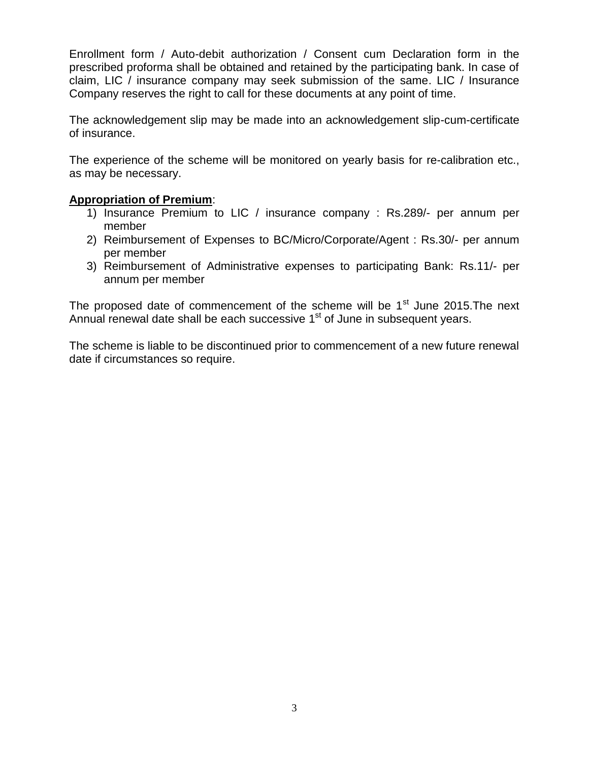Enrollment form / Auto-debit authorization / Consent cum Declaration form in the prescribed proforma shall be obtained and retained by the participating bank. In case of claim, LIC / insurance company may seek submission of the same. LIC / Insurance Company reserves the right to call for these documents at any point of time.

The acknowledgement slip may be made into an acknowledgement slip-cum-certificate of insurance.

The experience of the scheme will be monitored on yearly basis for re-calibration etc., as may be necessary.

**Appropriation of Premium**:

1) Insurance Premium to LIC / insurance company : Rs.289/- per annum per member
2) Reimbursement of Expenses to BC/Micro/Corporate/Agent : Rs.30/- per annum per member
3) Reimbursement of Administrative expenses to participating Bank: Rs.11/- per annum per member

The proposed date of commencement of the scheme will be 1st June 2015.The next Annual renewal date shall be each successive 1st of June in subsequent years.

The scheme is liable to be discontinued prior to commencement of a new future renewal date if circumstances so require.